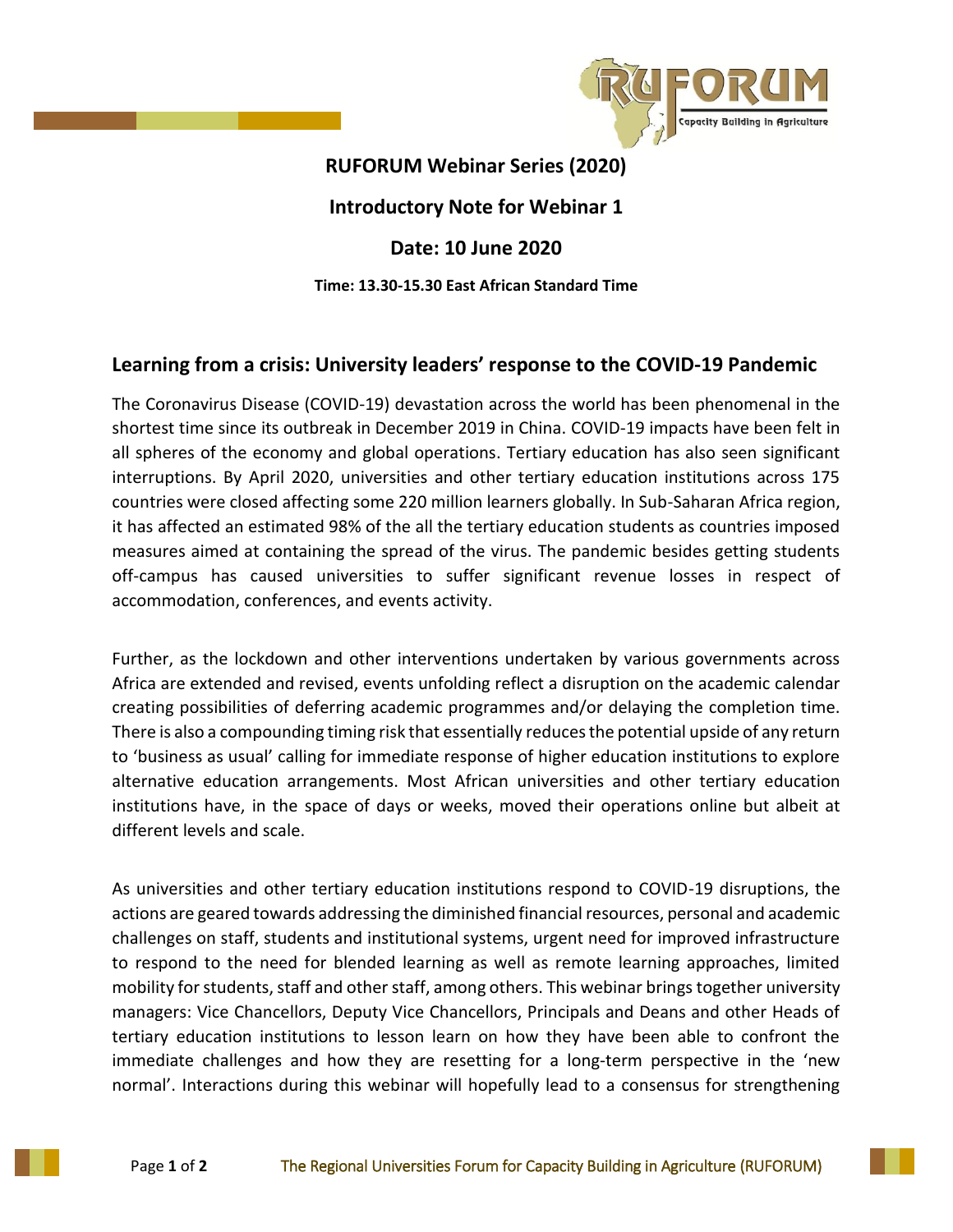# RUFORUM Webinar Series (2020)

## Introductory Note for Webinar 1

## Date: 10 June 2020

**Time: 13.30-15.30 East African Standard Time**

## Learning from a crisis: University leaders' response to the COVID-19 Pandemic

The Coronavirus Disease (COVID-19) devastation across the world has been phenomenal in the shortest time since its outbreak in December 2019 in China. COVID-19 impacts have been felt in all spheres of the economy and global operations. Tertiary education has also seen significant interruptions. By April 2020, universities and other tertiary education institutions across 175 countries were closed affecting some 220 million learners globally. In Sub-Saharan Africa region, it has affected an estimated 98% of the all the tertiary education students as countries imposed measures aimed at containing the spread of the virus. The pandemic besides getting students off-campus has caused universities to suffer significant revenue losses in respect of accommodation, conferences, and events activity.

Further, as the lockdown and other interventions undertaken by various governments across Africa are extended and revised, events unfolding reflect a disruption on the academic calendar creating possibilities of deferring academic programmes and/or delaying the completion time. There is also a compounding timing risk that essentially reduces the potential upside of any return to 'business as usual' calling for immediate response of higher education institutions to explore alternative education arrangements. Most African universities and other tertiary education institutions have, in the space of days or weeks, moved their operations online but albeit at different levels and scale.

As universities and other tertiary education institutions respond to COVID-19 disruptions, the actions are geared towards addressing the diminished financial resources, personal and academic challenges on staff, students and institutional systems, urgent need for improved infrastructure to respond to the need for blended learning as well as remote learning approaches, limited mobility for students, staff and other staff, among others. This webinar brings together university managers: Vice Chancellors, Deputy Vice Chancellors, Principals and Deans and other Heads of tertiary education institutions to lesson learn on how they have been able to confront the immediate challenges and how they are resetting for a long-term perspective in the 'new normal'. Interactions during this webinar will hopefully lead to a consensus for strengthening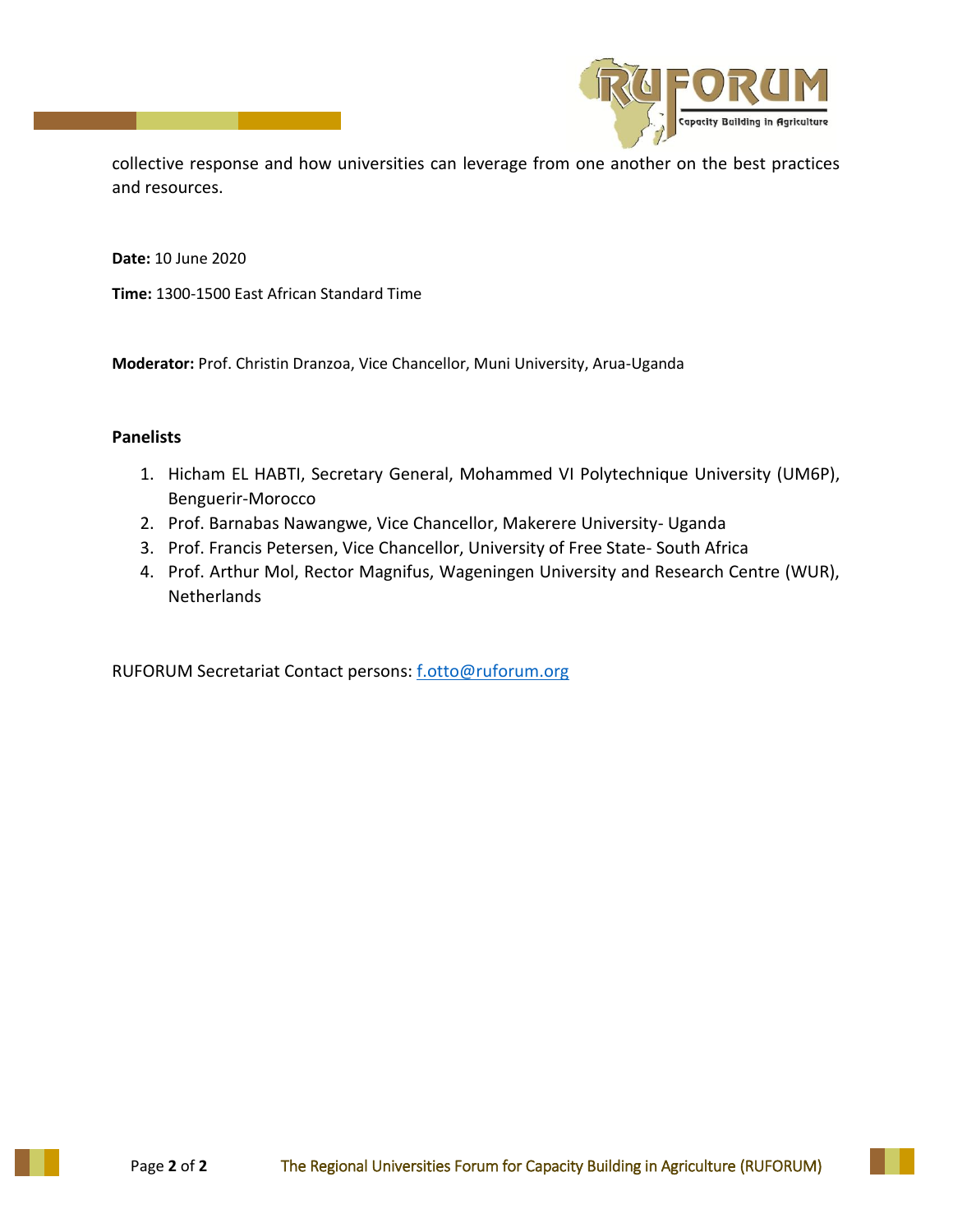collective response and how universities can leverage from one another on the best practices and resources.

**Date:** 10 June 2020

**Time:** 1300-1500 East African Standard Time

**Moderator:** Prof. Christin Dranzoa, Vice Chancellor, Muni University, Arua-Uganda

**Panelists**

1. Hicham EL HABTI, Secretary General, Mohammed VI Polytechnique University (UM6P), Benguerir-Morocco
2. Prof. Barnabas Nawangwe, Vice Chancellor, Makerere University- Uganda
3. Prof. Francis Petersen, Vice Chancellor, University of Free State- South Africa
4. Prof. Arthur Mol, Rector Magnifus, Wageningen University and Research Centre (WUR), Netherlands

RUFORUM Secretariat Contact persons: f.otto@ruforum.org